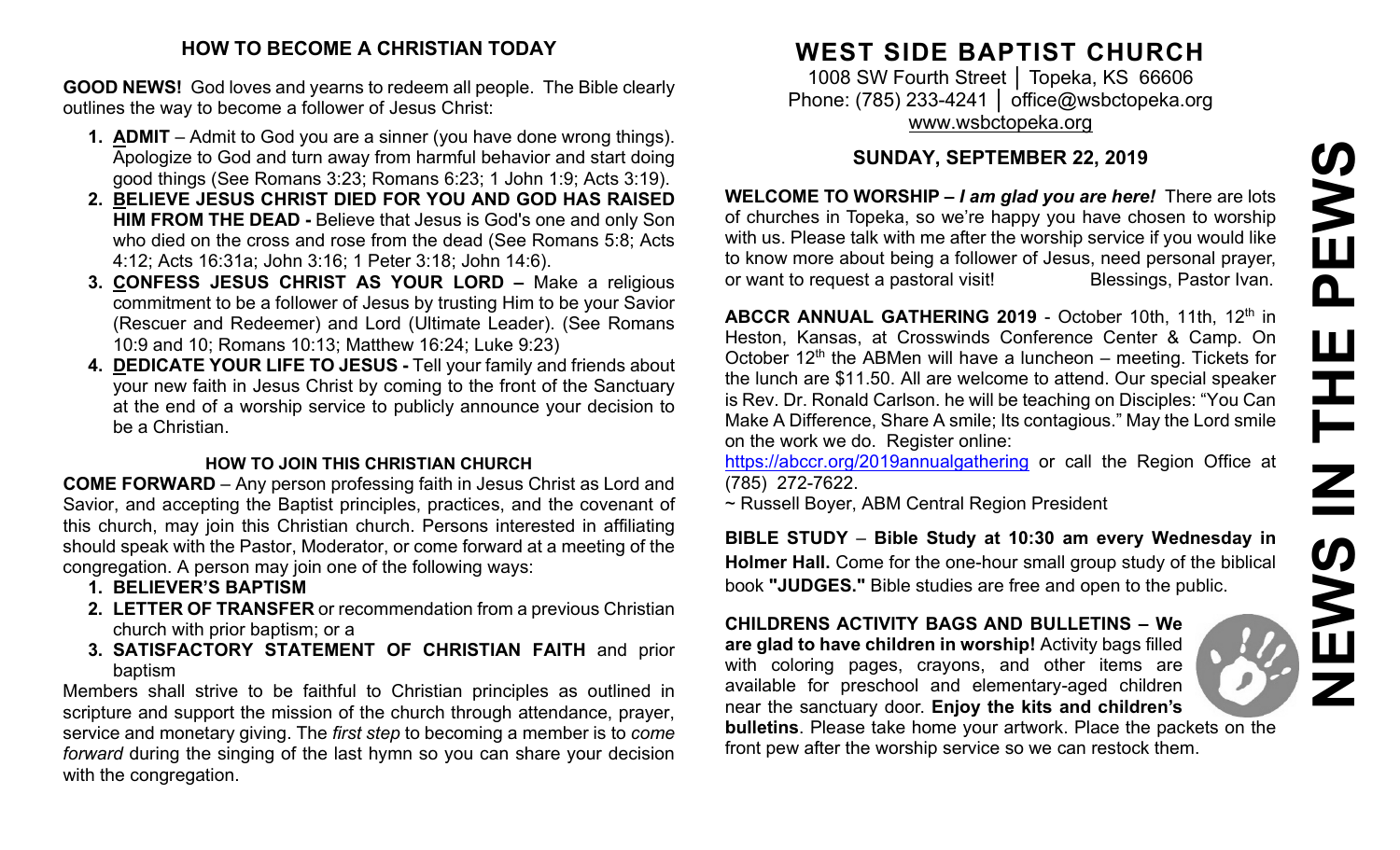## HOW TO BECOME A CHRISTIAN TODAY

**GOOD NEWS!** God loves and yearns to redeem all people. The Bible clearly outlines the way to become a follower of Jesus Christ:

1. **ADMIT** – Admit to God you are a sinner (you have done wrong things). Apologize to God and turn away from harmful behavior and start doing good things (See Romans 3:23; Romans 6:23; 1 John 1:9; Acts 3:19).
2. **BELIEVE JESUS CHRIST DIED FOR YOU AND GOD HAS RAISED HIM FROM THE DEAD -** Believe that Jesus is God's one and only Son who died on the cross and rose from the dead (See Romans 5:8; Acts 4:12; Acts 16:31a; John 3:16; 1 Peter 3:18; John 14:6).
3. **CONFESS JESUS CHRIST AS YOUR LORD –** Make a religious commitment to be a follower of Jesus by trusting Him to be your Savior (Rescuer and Redeemer) and Lord (Ultimate Leader). (See Romans 10:9 and 10; Romans 10:13; Matthew 16:24; Luke 9:23)
4. **DEDICATE YOUR LIFE TO JESUS -** Tell your family and friends about your new faith in Jesus Christ by coming to the front of the Sanctuary at the end of a worship service to publicly announce your decision to be a Christian.

### HOW TO JOIN THIS CHRISTIAN CHURCH

**COME FORWARD** – Any person professing faith in Jesus Christ as Lord and Savior, and accepting the Baptist principles, practices, and the covenant of this church, may join this Christian church. Persons interested in affiliating should speak with the Pastor, Moderator, or come forward at a meeting of the congregation. A person may join one of the following ways:

1. **BELIEVER'S BAPTISM**
2. **LETTER OF TRANSFER** or recommendation from a previous Christian church with prior baptism; or a
3. **SATISFACTORY STATEMENT OF CHRISTIAN FAITH** and prior baptism

Members shall strive to be faithful to Christian principles as outlined in scripture and support the mission of the church through attendance, prayer, service and monetary giving. The *first step* to becoming a member is to *come forward* during the singing of the last hymn so you can share your decision with the congregation.

# WEST SIDE BAPTIST CHURCH

1008 SW Fourth Street │ Topeka, KS 66606
Phone: (785) 233-4241 │ office@wsbctopeka.org
www.wsbctopeka.org

## SUNDAY, SEPTEMBER 22, 2019

**WELCOME TO WORSHIP –** ***I am glad you are here!*** There are lots of churches in Topeka, so we're happy you have chosen to worship with us. Please talk with me after the worship service if you would like to know more about being a follower of Jesus, need personal prayer, or want to request a pastoral visit! Blessings, Pastor Ivan.

**ABCCR ANNUAL GATHERING 2019** - October 10th, 11th, 12th in Heston, Kansas, at Crosswinds Conference Center & Camp. On October 12th the ABMen will have a luncheon – meeting. Tickets for the lunch are $11.50. All are welcome to attend. Our special speaker is Rev. Dr. Ronald Carlson. he will be teaching on Disciples: "You Can Make A Difference, Share A smile; Its contagious." May the Lord smile on the work we do. Register online: https://abccr.org/2019annualgathering or call the Region Office at (785) 272-7622.

~ Russell Boyer, ABM Central Region President

**BIBLE STUDY – Bible Study at 10:30 am every Wednesday in Holmer Hall.** Come for the one-hour small group study of the biblical book **"JUDGES."** Bible studies are free and open to the public.

**CHILDRENS ACTIVITY BAGS AND BULLETINS – We are glad to have children in worship!** Activity bags filled with coloring pages, crayons, and other items are available for preschool and elementary-aged children near the sanctuary door. **Enjoy the kits and children's bulletins**. Please take home your artwork. Place the packets on the front pew after the worship service so we can restock them.

NEWS IN THE PEWS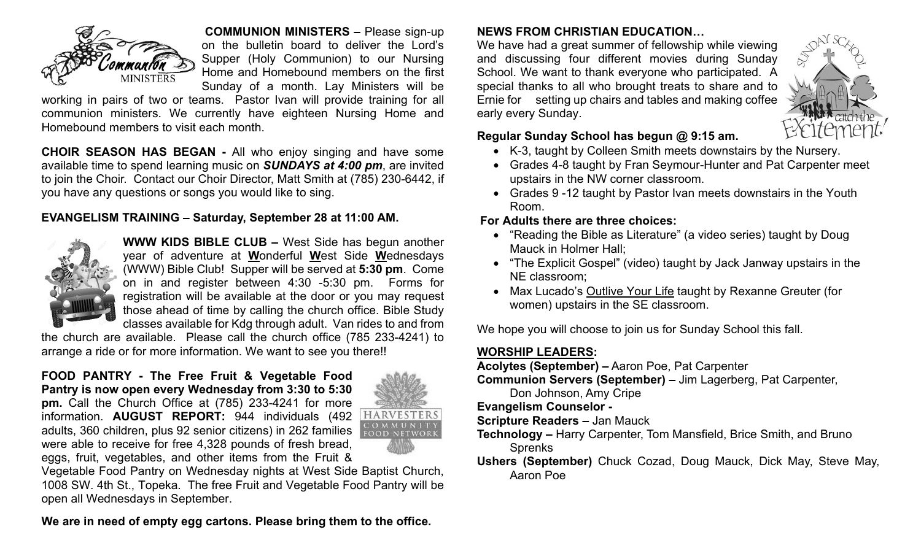**COMMUNION MINISTERS –** Please sign-up on the bulletin board to deliver the Lord's Supper (Holy Communion) to our Nursing Home and Homebound members on the first Sunday of a month. Lay Ministers will be working in pairs of two or teams. Pastor Ivan will provide training for all communion ministers. We currently have eighteen Nursing Home and Homebound members to visit each month.

**CHOIR SEASON HAS BEGAN -** All who enjoy singing and have some available time to spend learning music on ***SUNDAYS at 4:00 pm***, are invited to join the Choir. Contact our Choir Director, Matt Smith at (785) 230-6442, if you have any questions or songs you would like to sing.

**EVANGELISM TRAINING – Saturday, September 28 at 11:00 AM.**

**WWW KIDS BIBLE CLUB –** West Side has begun another year of adventure at **W**onderful **W**est Side **W**ednesdays (WWW) Bible Club! Supper will be served at **5:30 pm**. Come on in and register between 4:30 -5:30 pm. Forms for registration will be available at the door or you may request those ahead of time by calling the church office. Bible Study classes available for Kdg through adult. Van rides to and from the church are available. Please call the church office (785 233-4241) to arrange a ride or for more information. We want to see you there!!

**FOOD PANTRY - The Free Fruit & Vegetable Food Pantry is now open every Wednesday from 3:30 to 5:30 pm.** Call the Church Office at (785) 233-4241 for more information. **AUGUST REPORT:** 944 individuals (492 adults, 360 children, plus 92 senior citizens) in 262 families were able to receive for free 4,328 pounds of fresh bread, eggs, fruit, vegetables, and other items from the Fruit & Vegetable Food Pantry on Wednesday nights at West Side Baptist Church, 1008 SW. 4th St., Topeka. The free Fruit and Vegetable Food Pantry will be open all Wednesdays in September.

**We are in need of empty egg cartons. Please bring them to the office.**

**NEWS FROM CHRISTIAN EDUCATION…**

We have had a great summer of fellowship while viewing and discussing four different movies during Sunday School. We want to thank everyone who participated. A special thanks to all who brought treats to share and to Ernie for setting up chairs and tables and making coffee early every Sunday.

**Regular Sunday School has begun @ 9:15 am.**

- K-3, taught by Colleen Smith meets downstairs by the Nursery.
- Grades 4-8 taught by Fran Seymour-Hunter and Pat Carpenter meet upstairs in the NW corner classroom.
- Grades 9 -12 taught by Pastor Ivan meets downstairs in the Youth Room.

**For Adults there are three choices:**

- "Reading the Bible as Literature" (a video series) taught by Doug Mauck in Holmer Hall;
- "The Explicit Gospel" (video) taught by Jack Janway upstairs in the NE classroom;
- Max Lucado's Outlive Your Life taught by Rexanne Greuter (for women) upstairs in the SE classroom.

We hope you will choose to join us for Sunday School this fall.

**WORSHIP LEADERS:**

**Acolytes (September) –** Aaron Poe, Pat Carpenter
**Communion Servers (September) –** Jim Lagerberg, Pat Carpenter, Don Johnson, Amy Cripe
**Evangelism Counselor -**
**Scripture Readers –** Jan Mauck
**Technology –** Harry Carpenter, Tom Mansfield, Brice Smith, and Bruno Sprenks
**Ushers (September)** Chuck Cozad, Doug Mauck, Dick May, Steve May, Aaron Poe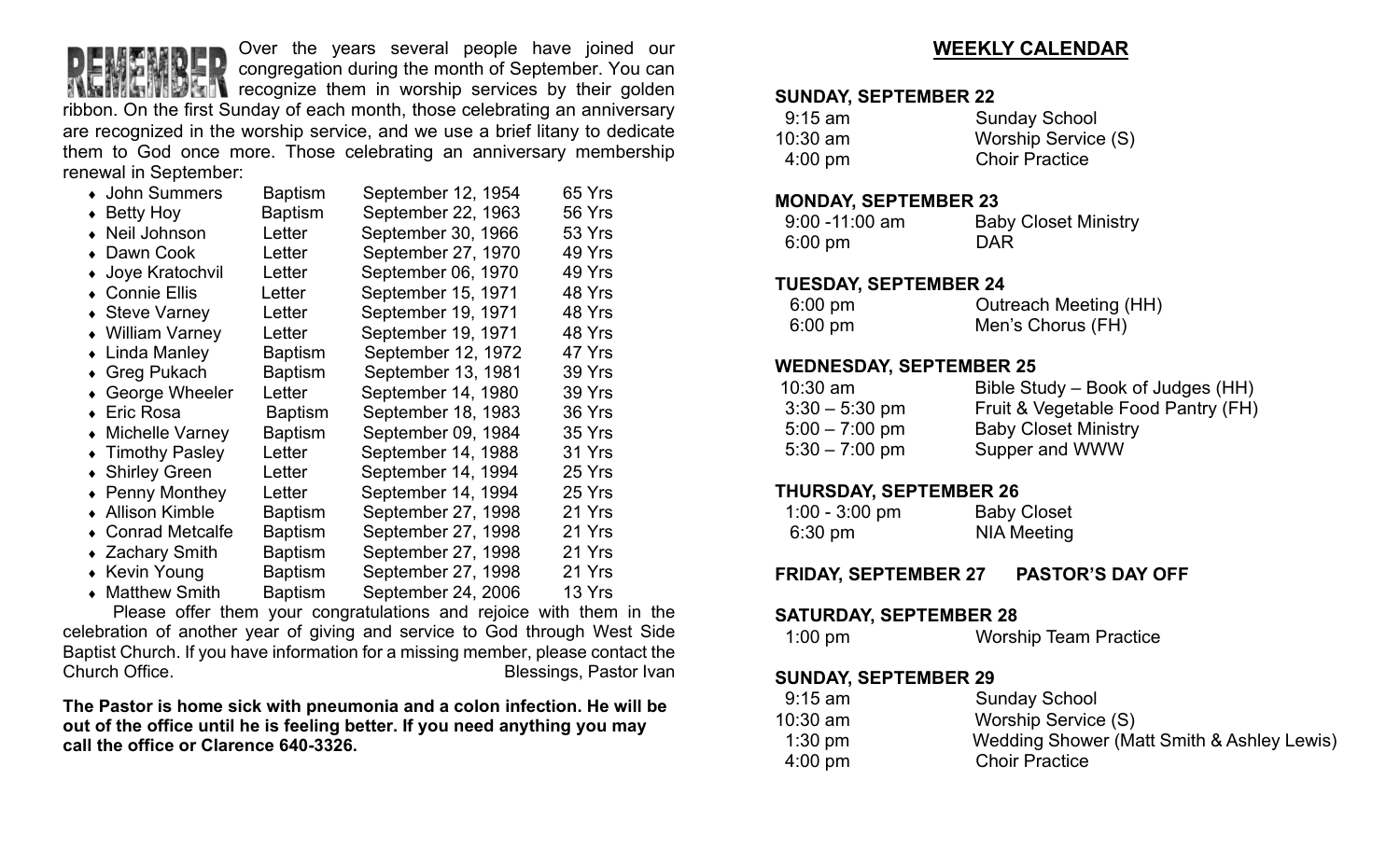**REMEMBER** Over the years several people have joined our congregation during the month of September. You can recognize them in worship services by their golden ribbon. On the first Sunday of each month, those celebrating an anniversary are recognized in the worship service, and we use a brief litany to dedicate them to God once more. Those celebrating an anniversary membership renewal in September:

| Name | Type | Date | Years |
|---|---|---|---|
| John Summers | Baptism | September 12, 1954 | 65 Yrs |
| Betty Hoy | Baptism | September 22, 1963 | 56 Yrs |
| Neil Johnson | Letter | September 30, 1966 | 53 Yrs |
| Dawn Cook | Letter | September 27, 1970 | 49 Yrs |
| Joye Kratochvil | Letter | September 06, 1970 | 49 Yrs |
| Connie Ellis | Letter | September 15, 1971 | 48 Yrs |
| Steve Varney | Letter | September 19, 1971 | 48 Yrs |
| William Varney | Letter | September 19, 1971 | 48 Yrs |
| Linda Manley | Baptism | September 12, 1972 | 47 Yrs |
| Greg Pukach | Baptism | September 13, 1981 | 39 Yrs |
| George Wheeler | Letter | September 14, 1980 | 39 Yrs |
| Eric Rosa | Baptism | September 18, 1983 | 36 Yrs |
| Michelle Varney | Baptism | September 09, 1984 | 35 Yrs |
| Timothy Pasley | Letter | September 14, 1988 | 31 Yrs |
| Shirley Green | Letter | September 14, 1994 | 25 Yrs |
| Penny Monthey | Letter | September 14, 1994 | 25 Yrs |
| Allison Kimble | Baptism | September 27, 1998 | 21 Yrs |
| Conrad Metcalfe | Baptism | September 27, 1998 | 21 Yrs |
| Zachary Smith | Baptism | September 27, 1998 | 21 Yrs |
| Kevin Young | Baptism | September 27, 1998 | 21 Yrs |
| Matthew Smith | Baptism | September 24, 2006 | 13 Yrs |

Please offer them your congratulations and rejoice with them in the celebration of another year of giving and service to God through West Side Baptist Church. If you have information for a missing member, please contact the Church Office.

Blessings, Pastor Ivan

**The Pastor is home sick with pneumonia and a colon infection. He will be out of the office until he is feeling better. If you need anything you may call the office or Clarence 640-3326.**

## WEEKLY CALENDAR

**SUNDAY, SEPTEMBER 22**

| | |
|---|---|
| 9:15 am | Sunday School |
| 10:30 am | Worship Service (S) |
| 4:00 pm | Choir Practice |

**MONDAY, SEPTEMBER 23**

| | |
|---|---|
| 9:00 -11:00 am | Baby Closet Ministry |
| 6:00 pm | DAR |

**TUESDAY, SEPTEMBER 24**

| | |
|---|---|
| 6:00 pm | Outreach Meeting (HH) |
| 6:00 pm | Men's Chorus (FH) |

**WEDNESDAY, SEPTEMBER 25**

| | |
|---|---|
| 10:30 am | Bible Study – Book of Judges (HH) |
| 3:30 – 5:30 pm | Fruit & Vegetable Food Pantry (FH) |
| 5:00 – 7:00 pm | Baby Closet Ministry |
| 5:30 – 7:00 pm | Supper and WWW |

**THURSDAY, SEPTEMBER 26**

| | |
|---|---|
| 1:00 - 3:00 pm | Baby Closet |
| 6:30 pm | NIA Meeting |

**FRIDAY, SEPTEMBER 27 PASTOR'S DAY OFF**

**SATURDAY, SEPTEMBER 28**

| | |
|---|---|
| 1:00 pm | Worship Team Practice |

**SUNDAY, SEPTEMBER 29**

| | |
|---|---|
| 9:15 am | Sunday School |
| 10:30 am | Worship Service (S) |
| 1:30 pm | Wedding Shower (Matt Smith & Ashley Lewis) |
| 4:00 pm | Choir Practice |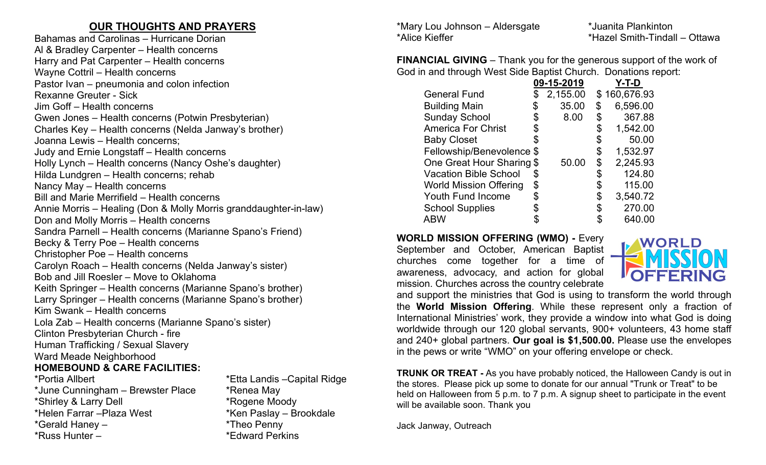## OUR THOUGHTS AND PRAYERS

Bahamas and Carolinas – Hurricane Dorian
Al & Bradley Carpenter – Health concerns
Harry and Pat Carpenter – Health concerns
Wayne Cottril – Health concerns
Pastor Ivan – pneumonia and colon infection
Rexanne Greuter - Sick
Jim Goff – Health concerns
Gwen Jones – Health concerns (Potwin Presbyterian)
Charles Key – Health concerns (Nelda Janway's brother)
Joanna Lewis – Health concerns;
Judy and Ernie Longstaff – Health concerns
Holly Lynch – Health concerns (Nancy Oshe's daughter)
Hilda Lundgren – Health concerns; rehab
Nancy May – Health concerns
Bill and Marie Merrifield – Health concerns
Annie Morris – Healing (Don & Molly Morris granddaughter-in-law)
Don and Molly Morris – Health concerns
Sandra Parnell – Health concerns (Marianne Spano's Friend)
Becky & Terry Poe – Health concerns
Christopher Poe – Health concerns
Carolyn Roach – Health concerns (Nelda Janway's sister)
Bob and Jill Roesler – Move to Oklahoma
Keith Springer – Health concerns (Marianne Spano's brother)
Larry Springer – Health concerns (Marianne Spano's brother)
Kim Swank – Health concerns
Lola Zab – Health concerns (Marianne Spano's sister)
Clinton Presbyterian Church - fire
Human Trafficking / Sexual Slavery
Ward Meade Neighborhood

### HOMEBOUND & CARE FACILITIES:

*Portia Allbert
*June Cunningham – Brewster Place
*Shirley & Larry Dell
*Helen Farrar –Plaza West
*Gerald Haney –
*Russ Hunter –
*Etta Landis –Capital Ridge
*Renea May
*Rogene Moody
*Ken Paslay – Brookdale
*Theo Penny
*Edward Perkins
*Mary Lou Johnson – Aldersgate
*Alice Kieffer
*Juanita Plankinton
*Hazel Smith-Tindall – Ottawa

**FINANCIAL GIVING** – Thank you for the generous support of the work of God in and through West Side Baptist Church. Donations report:

| | 09-15-2019 | Y-T-D |
|---|---|---|
| General Fund | $ 2,155.00 | $ 160,676.93 |
| Building Main | $ 35.00 | $ 6,596.00 |
| Sunday School | $ 8.00 | $ 367.88 |
| America For Christ | $ | $ 1,542.00 |
| Baby Closet | $ | $ 50.00 |
| Fellowship/Benevolence | $ | $ 1,532.97 |
| One Great Hour Sharing | $ 50.00 | $ 2,245.93 |
| Vacation Bible School | $ | $ 124.80 |
| World Mission Offering | $ | $ 115.00 |
| Youth Fund Income | $ | $ 3,540.72 |
| School Supplies | $ | $ 270.00 |
| ABW | $ | $ 640.00 |

**WORLD MISSION OFFERING (WMO) -** Every September and October, American Baptist churches come together for a time of awareness, advocacy, and action for global mission. Churches across the country celebrate and support the ministries that God is using to transform the world through the **World Mission Offering**. While these represent only a fraction of International Ministries' work, they provide a window into what God is doing worldwide through our 120 global servants, 900+ volunteers, 43 home staff and 240+ global partners. **Our goal is $1,500.00.** Please use the envelopes in the pews or write "WMO" on your offering envelope or check.

**TRUNK OR TREAT -** As you have probably noticed, the Halloween Candy is out in the stores. Please pick up some to donate for our annual "Trunk or Treat" to be held on Halloween from 5 p.m. to 7 p.m. A signup sheet to participate in the event will be available soon. Thank you

Jack Janway, Outreach